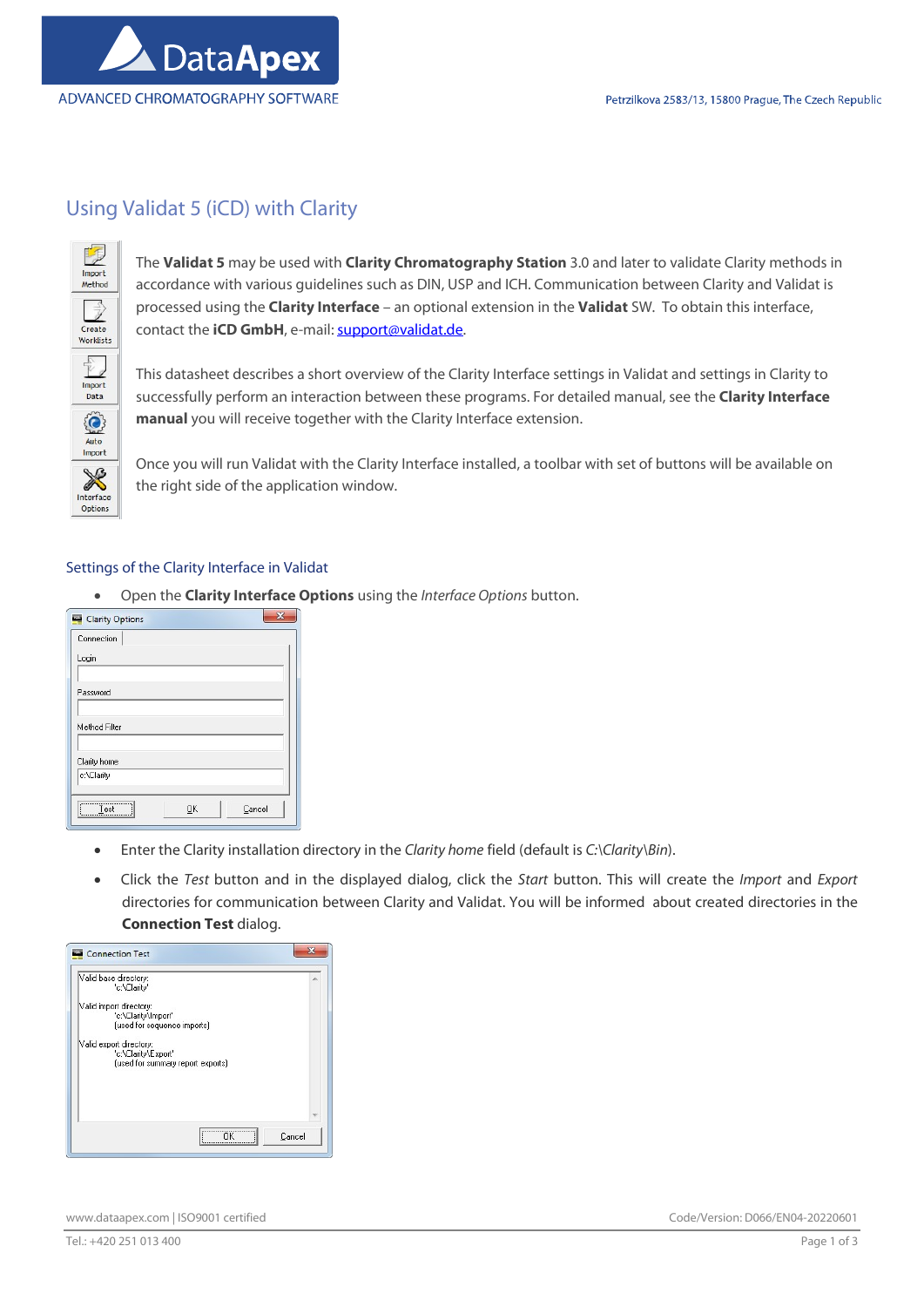# Using Validat 5 (iCD) with Clarity

The **Validat 5** may be used with **Clarity Chromatography Station** 3.0 and later to validate Clarity methods in accordance with various guidelines such as DIN, USP and ICH. Communication between Clarity and Validat is processed using the **Clarity Interface** – an optional extension in the **Validat** SW. To obtain this interface, contact the **iCD GmbH**, e-mail: support@validat.de.

This datasheet describes a short overview of the Clarity Interface settings in Validat and settings in Clarity to successfully perform an interaction between these programs. For detailed manual, see the **Clarity Interface manual** you will receive together with the Clarity Interface extension.

Once you will run Validat with the Clarity Interface installed, a toolbar with set of buttons will be available on the right side of the application window.

## Settings of the Clarity Interface in Validat

- Open the **Clarity Interface Options** using the *Interface Options* button.
- Enter the Clarity installation directory in the *Clarity home* field (default is *C:\Clarity\Bin*).
- Click the *Test* button and in the displayed dialog, click the *Start* button. This will create the *Import* and *Export* directories for communication between Clarity and Validat. You will be informed about created directories in the **Connection Test** dialog.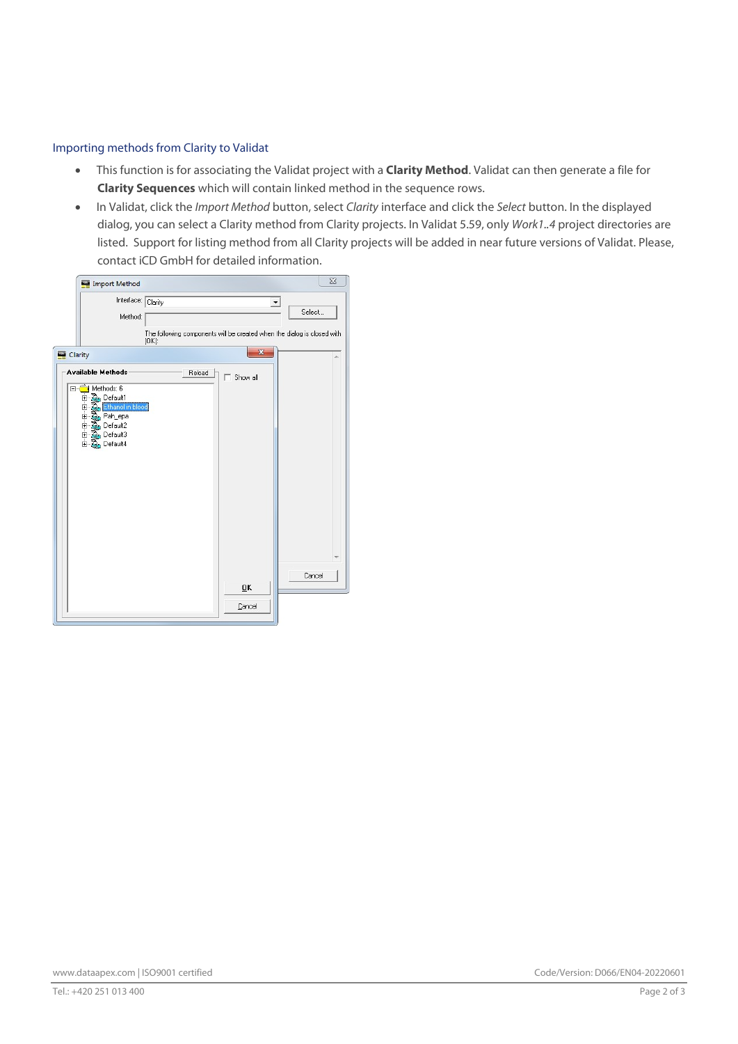## Importing methods from Clarity to Validat

- This function is for associating the Validat project with a **Clarity Method**. Validat can then generate a file for **Clarity Sequences** which will contain linked method in the sequence rows.
- In Validat, click the *Import Method* button, select *Clarity* interface and click the *Select* button. In the displayed dialog, you can select a Clarity method from Clarity projects. In Validat 5.59, only *Work1..4* project directories are listed. Support for listing method from all Clarity projects will be added in near future versions of Validat. Please, contact iCD GmbH for detailed information.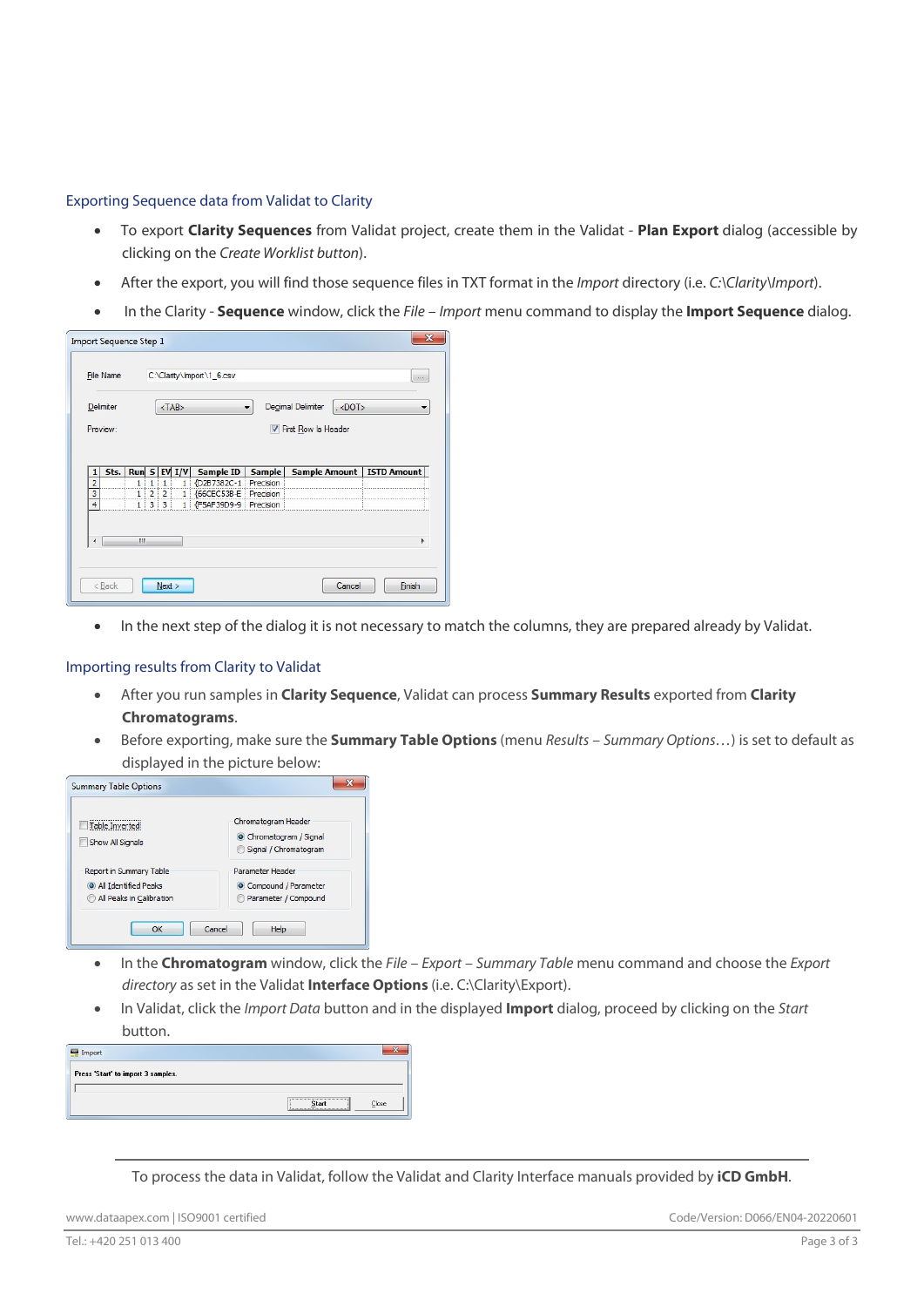## Exporting Sequence data from Validat to Clarity

- To export **Clarity Sequences** from Validat project, create them in the Validat - **Plan Export** dialog (accessible by clicking on the *Create Worklist button*).
- After the export, you will find those sequence files in TXT format in the *Import* directory (i.e. *C:\Clarity\Import*).
- In the Clarity - **Sequence** window, click the *File – Import* menu command to display the **Import Sequence** dialog.
- In the next step of the dialog it is not necessary to match the columns, they are prepared already by Validat.

## Importing results from Clarity to Validat

- After you run samples in **Clarity Sequence**, Validat can process **Summary Results** exported from **Clarity Chromatograms**.
- Before exporting, make sure the **Summary Table Options** (menu *Results – Summary Options…*) is set to default as displayed in the picture below:
- In the **Chromatogram** window, click the *File – Export – Summary Table* menu command and choose the *Export directory* as set in the Validat **Interface Options** (i.e. C:\Clarity\Export).
- In Validat, click the *Import Data* button and in the displayed **Import** dialog, proceed by clicking on the *Start* button.

To process the data in Validat, follow the Validat and Clarity Interface manuals provided by **iCD GmbH**.